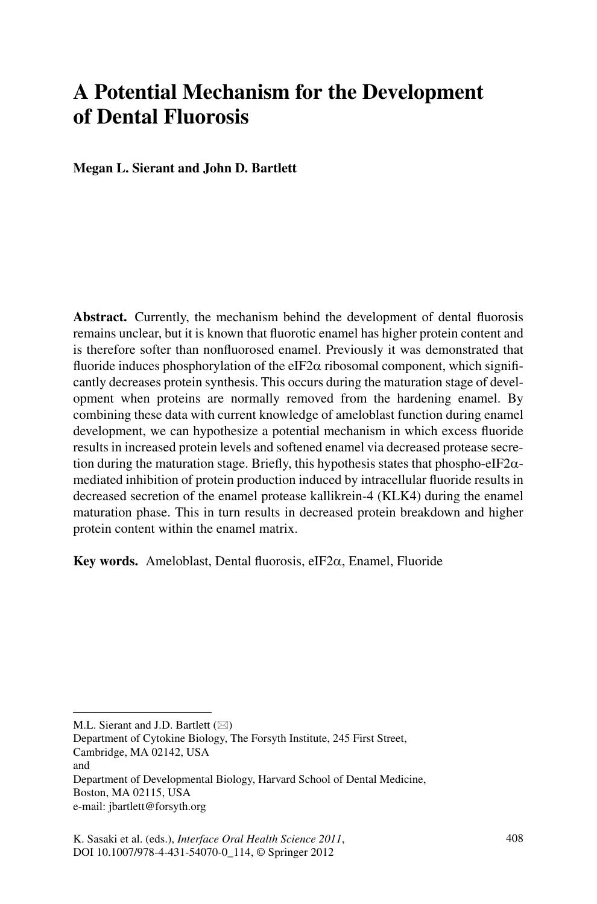# A Potential Mechanism for the Development of Dental Fluorosis

**Megan L. Sierant and John D. Bartlett**

**Abstract.** Currently, the mechanism behind the development of dental fluorosis remains unclear, but it is known that fluorotic enamel has higher protein content and is therefore softer than nonfluorosed enamel. Previously it was demonstrated that fluoride induces phosphorylation of the eIF2$\alpha$ ribosomal component, which significantly decreases protein synthesis. This occurs during the maturation stage of development when proteins are normally removed from the hardening enamel. By combining these data with current knowledge of ameloblast function during enamel development, we can hypothesize a potential mechanism in which excess fluoride results in increased protein levels and softened enamel via decreased protease secretion during the maturation stage. Briefly, this hypothesis states that phospho-eIF2$\alpha$-mediated inhibition of protein production induced by intracellular fluoride results in decreased secretion of the enamel protease kallikrein-4 (KLK4) during the enamel maturation phase. This in turn results in decreased protein breakdown and higher protein content within the enamel matrix.

**Key words.** Ameloblast, Dental fluorosis, eIF2$\alpha$, Enamel, Fluoride

---

M.L. Sierant and J.D. Bartlett (✉)
Department of Cytokine Biology, The Forsyth Institute, 245 First Street, Cambridge, MA 02142, USA
and
Department of Developmental Biology, Harvard School of Dental Medicine, Boston, MA 02115, USA
e-mail: jbartlett@forsyth.org

K. Sasaki et al. (eds.), *Interface Oral Health Science 2011*,
DOI 10.1007/978-4-431-54070-0_114, © Springer 2012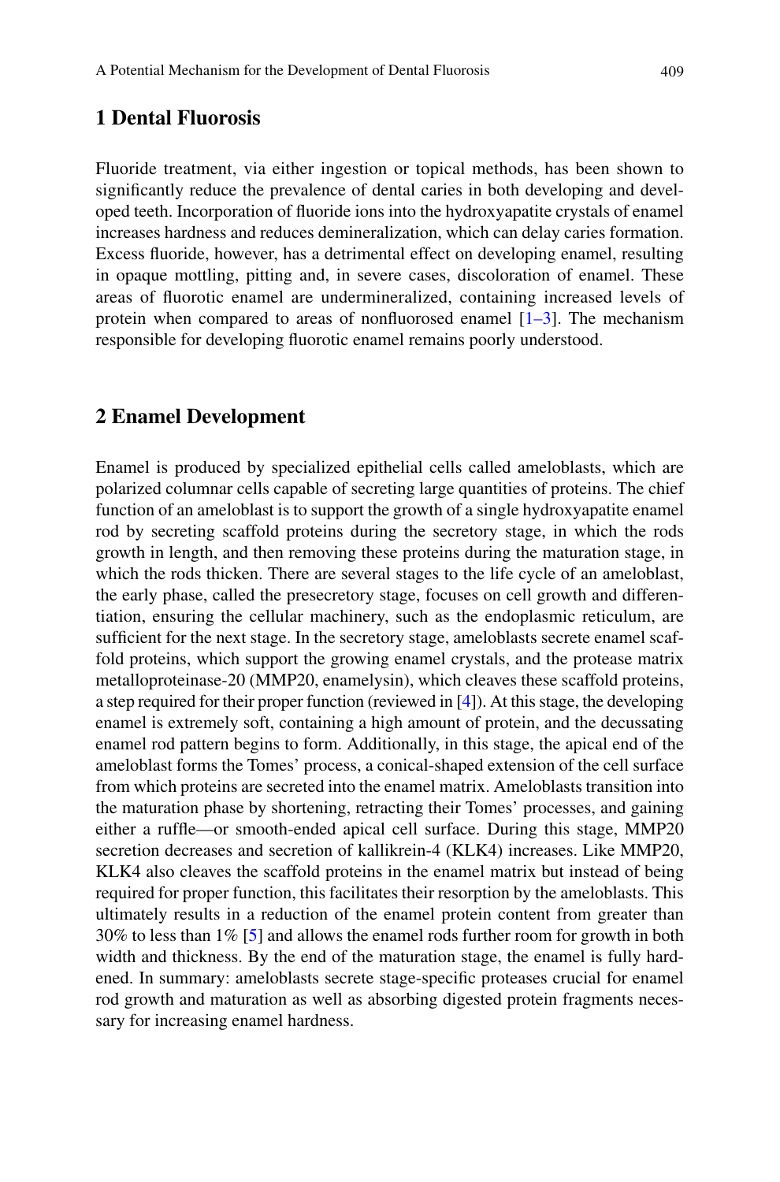## 1 Dental Fluorosis

Fluoride treatment, via either ingestion or topical methods, has been shown to significantly reduce the prevalence of dental caries in both developing and developed teeth. Incorporation of fluoride ions into the hydroxyapatite crystals of enamel increases hardness and reduces demineralization, which can delay caries formation. Excess fluoride, however, has a detrimental effect on developing enamel, resulting in opaque mottling, pitting and, in severe cases, discoloration of enamel. These areas of fluorotic enamel are undermineralized, containing increased levels of protein when compared to areas of nonfluorosed enamel [1–3]. The mechanism responsible for developing fluorotic enamel remains poorly understood.

## 2 Enamel Development

Enamel is produced by specialized epithelial cells called ameloblasts, which are polarized columnar cells capable of secreting large quantities of proteins. The chief function of an ameloblast is to support the growth of a single hydroxyapatite enamel rod by secreting scaffold proteins during the secretory stage, in which the rods growth in length, and then removing these proteins during the maturation stage, in which the rods thicken. There are several stages to the life cycle of an ameloblast, the early phase, called the presecretory stage, focuses on cell growth and differentiation, ensuring the cellular machinery, such as the endoplasmic reticulum, are sufficient for the next stage. In the secretory stage, ameloblasts secrete enamel scaffold proteins, which support the growing enamel crystals, and the protease matrix metalloproteinase-20 (MMP20, enamelysin), which cleaves these scaffold proteins, a step required for their proper function (reviewed in [4]). At this stage, the developing enamel is extremely soft, containing a high amount of protein, and the decussating enamel rod pattern begins to form. Additionally, in this stage, the apical end of the ameloblast forms the Tomes' process, a conical-shaped extension of the cell surface from which proteins are secreted into the enamel matrix. Ameloblasts transition into the maturation phase by shortening, retracting their Tomes' processes, and gaining either a ruffle—or smooth-ended apical cell surface. During this stage, MMP20 secretion decreases and secretion of kallikrein-4 (KLK4) increases. Like MMP20, KLK4 also cleaves the scaffold proteins in the enamel matrix but instead of being required for proper function, this facilitates their resorption by the ameloblasts. This ultimately results in a reduction of the enamel protein content from greater than 30% to less than 1% [5] and allows the enamel rods further room for growth in both width and thickness. By the end of the maturation stage, the enamel is fully hardened. In summary: ameloblasts secrete stage-specific proteases crucial for enamel rod growth and maturation as well as absorbing digested protein fragments necessary for increasing enamel hardness.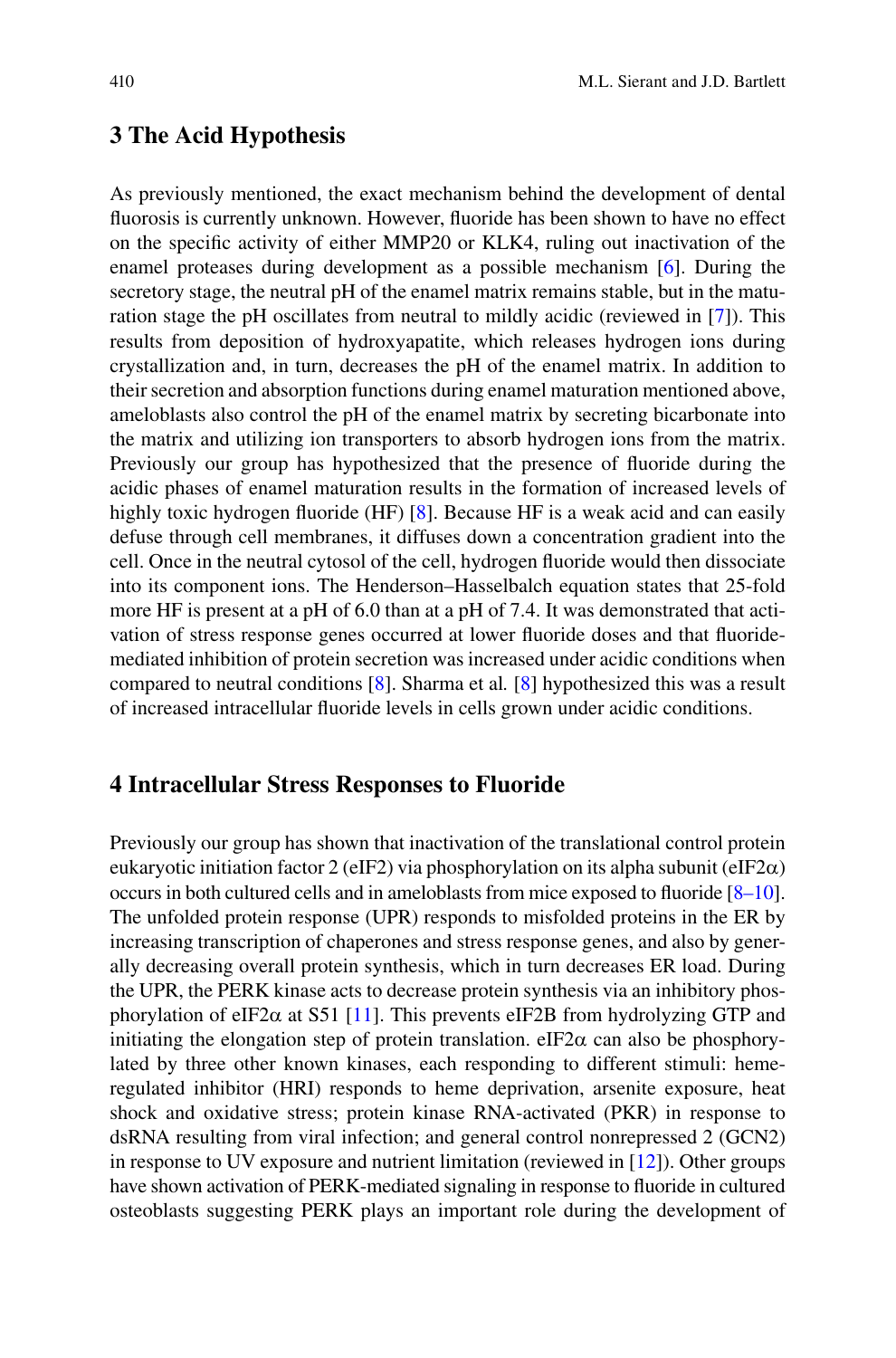## 3 The Acid Hypothesis

As previously mentioned, the exact mechanism behind the development of dental fluorosis is currently unknown. However, fluoride has been shown to have no effect on the specific activity of either MMP20 or KLK4, ruling out inactivation of the enamel proteases during development as a possible mechanism [6]. During the secretory stage, the neutral pH of the enamel matrix remains stable, but in the maturation stage the pH oscillates from neutral to mildly acidic (reviewed in [7]). This results from deposition of hydroxyapatite, which releases hydrogen ions during crystallization and, in turn, decreases the pH of the enamel matrix. In addition to their secretion and absorption functions during enamel maturation mentioned above, ameloblasts also control the pH of the enamel matrix by secreting bicarbonate into the matrix and utilizing ion transporters to absorb hydrogen ions from the matrix. Previously our group has hypothesized that the presence of fluoride during the acidic phases of enamel maturation results in the formation of increased levels of highly toxic hydrogen fluoride (HF) [8]. Because HF is a weak acid and can easily defuse through cell membranes, it diffuses down a concentration gradient into the cell. Once in the neutral cytosol of the cell, hydrogen fluoride would then dissociate into its component ions. The Henderson–Hasselbalch equation states that 25-fold more HF is present at a pH of 6.0 than at a pH of 7.4. It was demonstrated that activation of stress response genes occurred at lower fluoride doses and that fluoride-mediated inhibition of protein secretion was increased under acidic conditions when compared to neutral conditions [8]. Sharma et al. [8] hypothesized this was a result of increased intracellular fluoride levels in cells grown under acidic conditions.

## 4 Intracellular Stress Responses to Fluoride

Previously our group has shown that inactivation of the translational control protein eukaryotic initiation factor 2 (eIF2) via phosphorylation on its alpha subunit (eIF2$\alpha$) occurs in both cultured cells and in ameloblasts from mice exposed to fluoride [8–10]. The unfolded protein response (UPR) responds to misfolded proteins in the ER by increasing transcription of chaperones and stress response genes, and also by generally decreasing overall protein synthesis, which in turn decreases ER load. During the UPR, the PERK kinase acts to decrease protein synthesis via an inhibitory phosphorylation of eIF2$\alpha$ at S51 [11]. This prevents eIF2B from hydrolyzing GTP and initiating the elongation step of protein translation. eIF2$\alpha$ can also be phosphorylated by three other known kinases, each responding to different stimuli: heme-regulated inhibitor (HRI) responds to heme deprivation, arsenite exposure, heat shock and oxidative stress; protein kinase RNA-activated (PKR) in response to dsRNA resulting from viral infection; and general control nonrepressed 2 (GCN2) in response to UV exposure and nutrient limitation (reviewed in [12]). Other groups have shown activation of PERK-mediated signaling in response to fluoride in cultured osteoblasts suggesting PERK plays an important role during the development of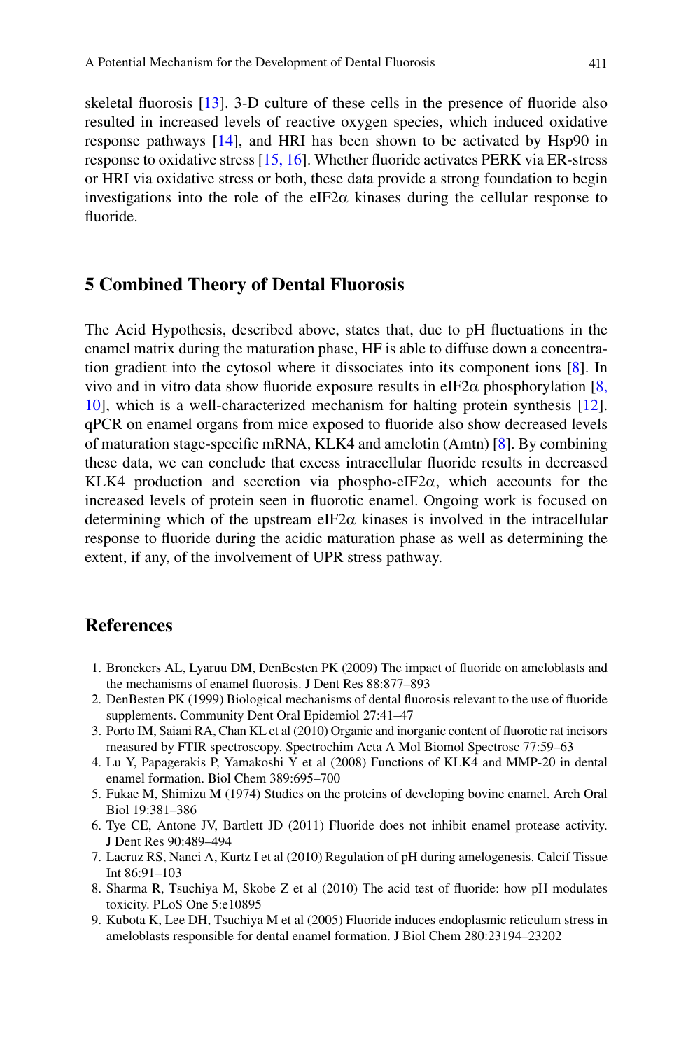skeletal fluorosis [13]. 3-D culture of these cells in the presence of fluoride also resulted in increased levels of reactive oxygen species, which induced oxidative response pathways [14], and HRI has been shown to be activated by Hsp90 in response to oxidative stress [15, 16]. Whether fluoride activates PERK via ER-stress or HRI via oxidative stress or both, these data provide a strong foundation to begin investigations into the role of the eIF2α kinases during the cellular response to fluoride.

## 5 Combined Theory of Dental Fluorosis

The Acid Hypothesis, described above, states that, due to pH fluctuations in the enamel matrix during the maturation phase, HF is able to diffuse down a concentration gradient into the cytosol where it dissociates into its component ions [8]. In vivo and in vitro data show fluoride exposure results in eIF2α phosphorylation [8, 10], which is a well-characterized mechanism for halting protein synthesis [12]. qPCR on enamel organs from mice exposed to fluoride also show decreased levels of maturation stage-specific mRNA, KLK4 and amelotin (Amtn) [8]. By combining these data, we can conclude that excess intracellular fluoride results in decreased KLK4 production and secretion via phospho-eIF2α, which accounts for the increased levels of protein seen in fluorotic enamel. Ongoing work is focused on determining which of the upstream eIF2α kinases is involved in the intracellular response to fluoride during the acidic maturation phase as well as determining the extent, if any, of the involvement of UPR stress pathway.

## References

1. Bronckers AL, Lyaruu DM, DenBesten PK (2009) The impact of fluoride on ameloblasts and the mechanisms of enamel fluorosis. J Dent Res 88:877–893
2. DenBesten PK (1999) Biological mechanisms of dental fluorosis relevant to the use of fluoride supplements. Community Dent Oral Epidemiol 27:41–47
3. Porto IM, Saiani RA, Chan KL et al (2010) Organic and inorganic content of fluorotic rat incisors measured by FTIR spectroscopy. Spectrochim Acta A Mol Biomol Spectrosc 77:59–63
4. Lu Y, Papagerakis P, Yamakoshi Y et al (2008) Functions of KLK4 and MMP-20 in dental enamel formation. Biol Chem 389:695–700
5. Fukae M, Shimizu M (1974) Studies on the proteins of developing bovine enamel. Arch Oral Biol 19:381–386
6. Tye CE, Antone JV, Bartlett JD (2011) Fluoride does not inhibit enamel protease activity. J Dent Res 90:489–494
7. Lacruz RS, Nanci A, Kurtz I et al (2010) Regulation of pH during amelogenesis. Calcif Tissue Int 86:91–103
8. Sharma R, Tsuchiya M, Skobe Z et al (2010) The acid test of fluoride: how pH modulates toxicity. PLoS One 5:e10895
9. Kubota K, Lee DH, Tsuchiya M et al (2005) Fluoride induces endoplasmic reticulum stress in ameloblasts responsible for dental enamel formation. J Biol Chem 280:23194–23202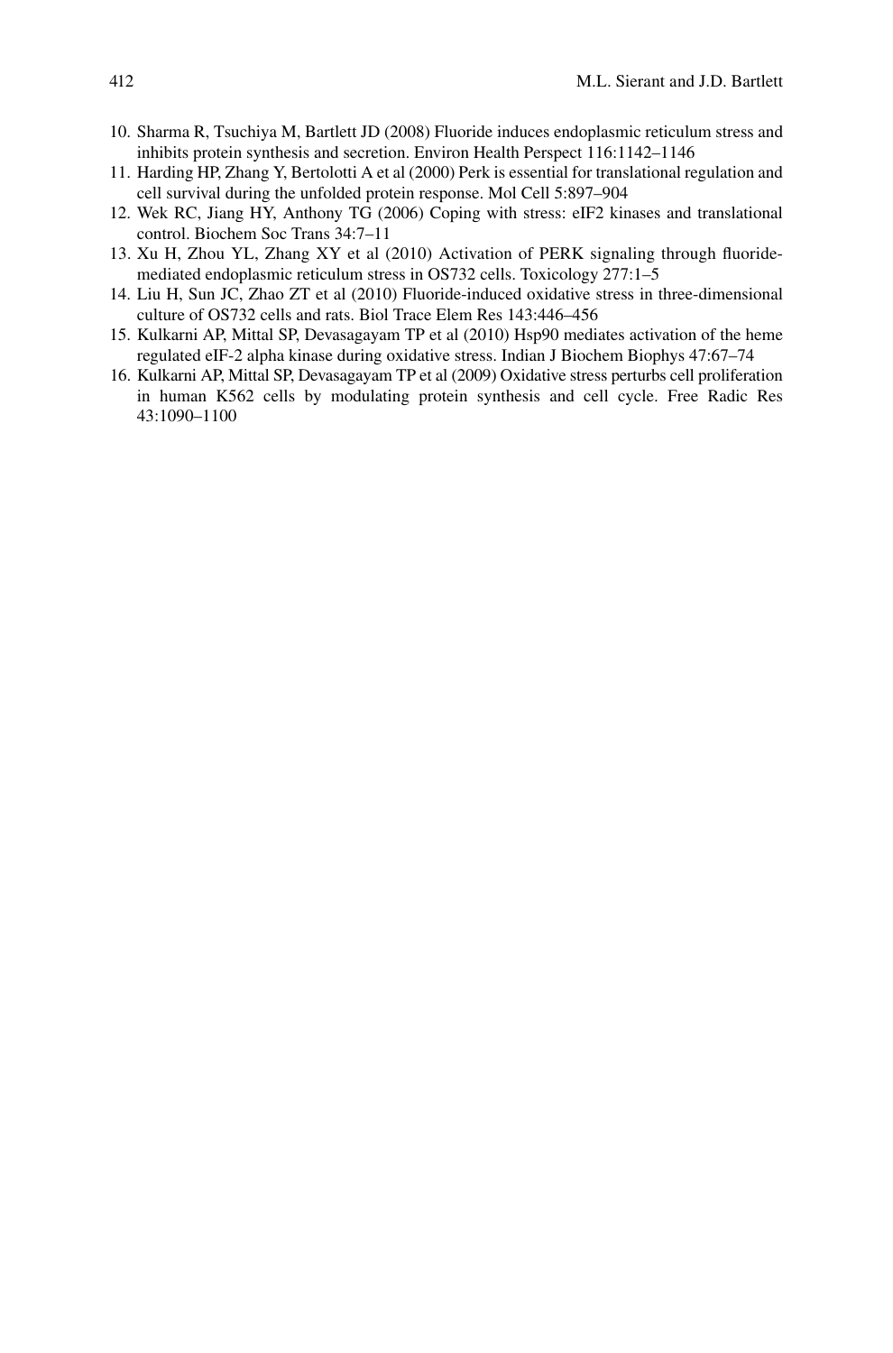10. Sharma R, Tsuchiya M, Bartlett JD (2008) Fluoride induces endoplasmic reticulum stress and inhibits protein synthesis and secretion. Environ Health Perspect 116:1142–1146
11. Harding HP, Zhang Y, Bertolotti A et al (2000) Perk is essential for translational regulation and cell survival during the unfolded protein response. Mol Cell 5:897–904
12. Wek RC, Jiang HY, Anthony TG (2006) Coping with stress: eIF2 kinases and translational control. Biochem Soc Trans 34:7–11
13. Xu H, Zhou YL, Zhang XY et al (2010) Activation of PERK signaling through fluoride-mediated endoplasmic reticulum stress in OS732 cells. Toxicology 277:1–5
14. Liu H, Sun JC, Zhao ZT et al (2010) Fluoride-induced oxidative stress in three-dimensional culture of OS732 cells and rats. Biol Trace Elem Res 143:446–456
15. Kulkarni AP, Mittal SP, Devasagayam TP et al (2010) Hsp90 mediates activation of the heme regulated eIF-2 alpha kinase during oxidative stress. Indian J Biochem Biophys 47:67–74
16. Kulkarni AP, Mittal SP, Devasagayam TP et al (2009) Oxidative stress perturbs cell proliferation in human K562 cells by modulating protein synthesis and cell cycle. Free Radic Res 43:1090–1100